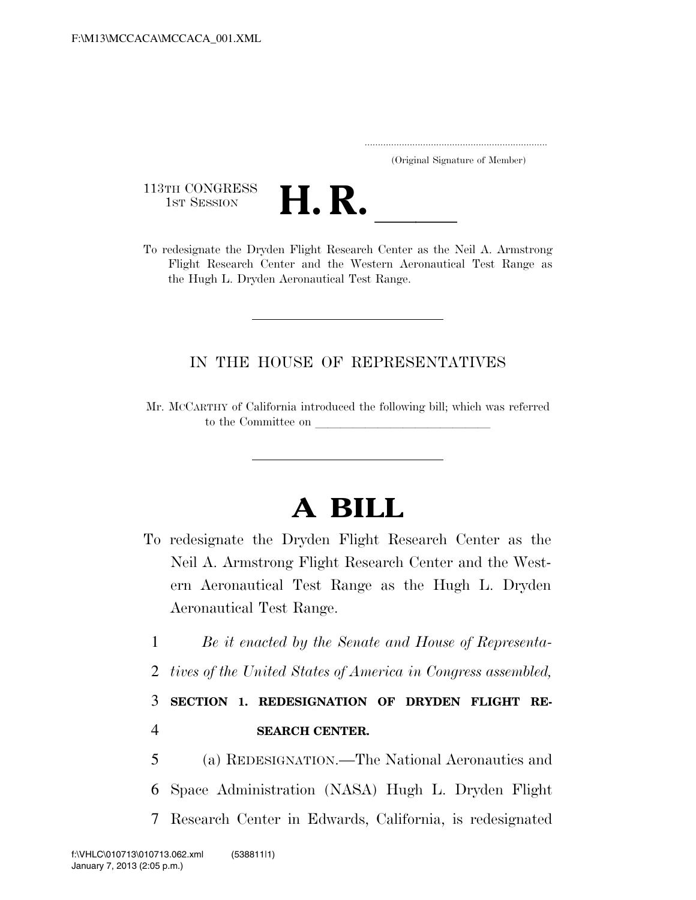F:\M13\MCCACA\MCCACA_001.XML

.....................................................................
(Original Signature of Member)

113TH CONGRESS
1ST SESSION

# H. R. \_\_\_\_\_

To redesignate the Dryden Flight Research Center as the Neil A. Armstrong Flight Research Center and the Western Aeronautical Test Range as the Hugh L. Dryden Aeronautical Test Range.

---

IN THE HOUSE OF REPRESENTATIVES

Mr. MCCARTHY of California introduced the following bill; which was referred to the Committee on \_\_\_\_\_\_\_\_\_\_\_\_\_\_\_\_\_\_\_\_\_\_\_\_\_\_\_\_\_\_

---

# A BILL

To redesignate the Dryden Flight Research Center as the Neil A. Armstrong Flight Research Center and the Western Aeronautical Test Range as the Hugh L. Dryden Aeronautical Test Range.

1 *Be it enacted by the Senate and House of Representa-*
2 *tives of the United States of America in Congress assembled,*

3 **SECTION 1. REDESIGNATION OF DRYDEN FLIGHT RE-**
4 **SEARCH CENTER.**

5 (a) REDESIGNATION.—The National Aeronautics and
6 Space Administration (NASA) Hugh L. Dryden Flight
7 Research Center in Edwards, California, is redesignated

f:\VHLC\010713\010713.062.xml (538811|1)
January 7, 2013 (2:05 p.m.)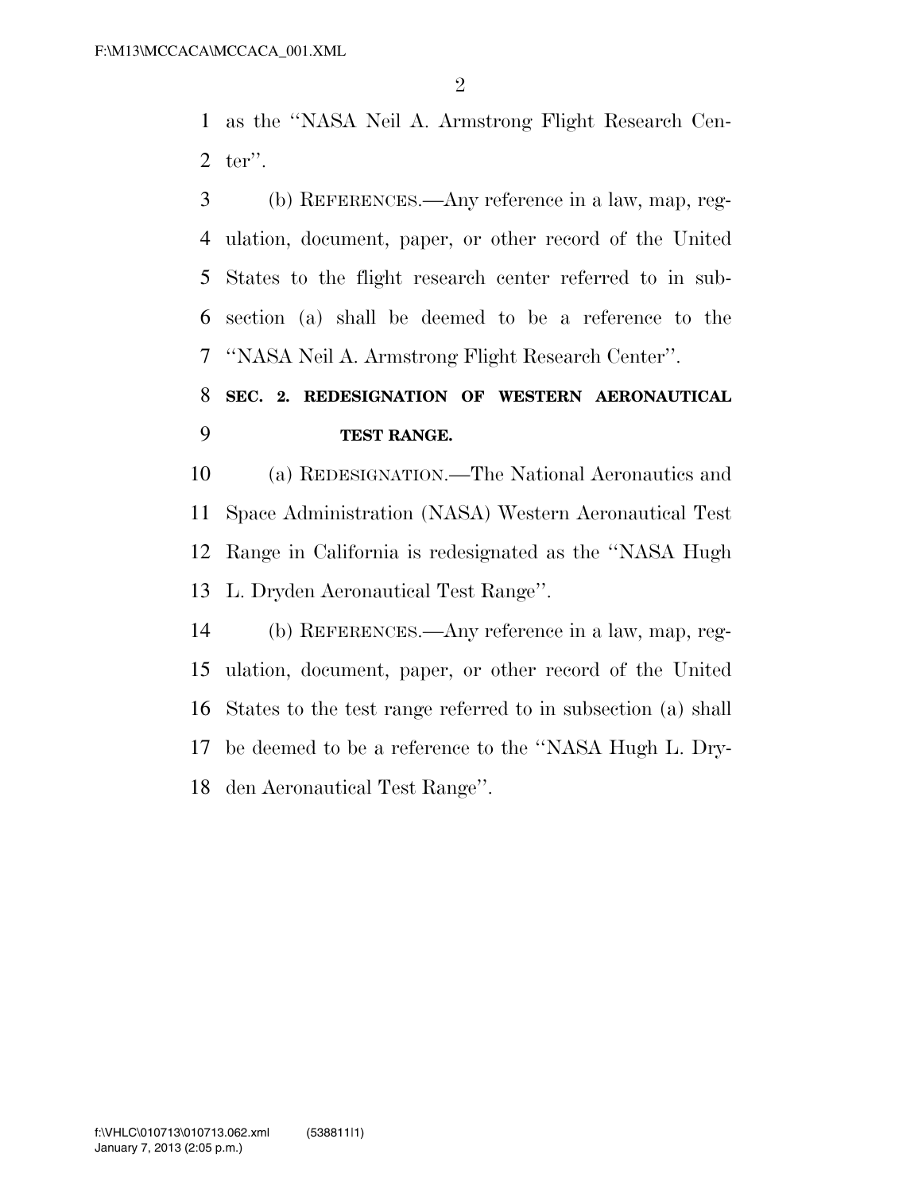as the "NASA Neil A. Armstrong Flight Research Center".

(b) REFERENCES.—Any reference in a law, map, regulation, document, paper, or other record of the United States to the flight research center referred to in subsection (a) shall be deemed to be a reference to the "NASA Neil A. Armstrong Flight Research Center".

**SEC. 2. REDESIGNATION OF WESTERN AERONAUTICAL TEST RANGE.**

(a) REDESIGNATION.—The National Aeronautics and Space Administration (NASA) Western Aeronautical Test Range in California is redesignated as the "NASA Hugh L. Dryden Aeronautical Test Range".

(b) REFERENCES.—Any reference in a law, map, regulation, document, paper, or other record of the United States to the test range referred to in subsection (a) shall be deemed to be a reference to the "NASA Hugh L. Dryden Aeronautical Test Range".